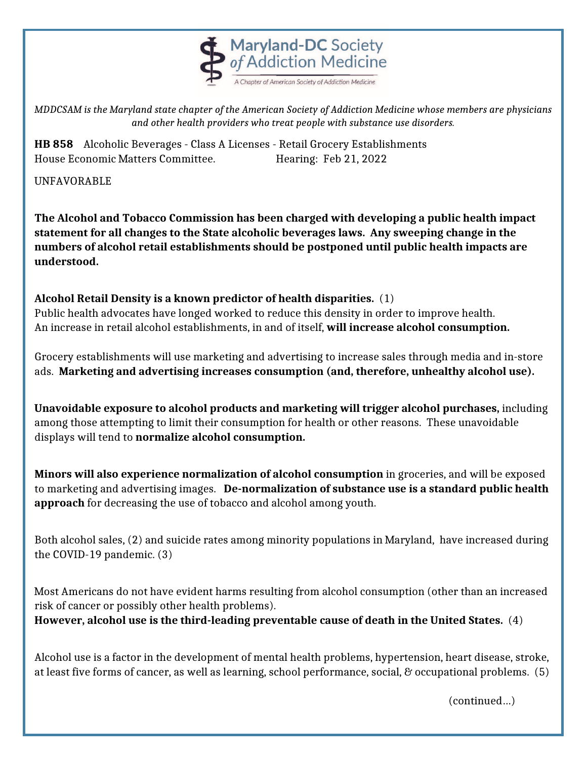Maryland-DC Society of Addiction Medicine

A Chapter of American Society of Addiction Medicine

*MDDCSAM is the Maryland state chapter of the American Society of Addiction Medicine whose members are physicians and other health providers who treat people with substance use disorders.*

**HB 858** Alcoholic Beverages - Class A Licenses - Retail Grocery Establishments
House Economic Matters Committee. Hearing: Feb 21, 2022

UNFAVORABLE

**The Alcohol and Tobacco Commission has been charged with developing a public health impact statement for all changes to the State alcoholic beverages laws. Any sweeping change in the numbers of alcohol retail establishments should be postponed until public health impacts are understood.**

**Alcohol Retail Density is a known predictor of health disparities.** (1)
Public health advocates have longed worked to reduce this density in order to improve health.
An increase in retail alcohol establishments, in and of itself, **will increase alcohol consumption.**

Grocery establishments will use marketing and advertising to increase sales through media and in-store ads. **Marketing and advertising increases consumption (and, therefore, unhealthy alcohol use).**

**Unavoidable exposure to alcohol products and marketing will trigger alcohol purchases,** including among those attempting to limit their consumption for health or other reasons. These unavoidable displays will tend to **normalize alcohol consumption.**

**Minors will also experience normalization of alcohol consumption** in groceries, and will be exposed to marketing and advertising images. **De-normalization of substance use is a standard public health approach** for decreasing the use of tobacco and alcohol among youth.

Both alcohol sales, (2) and suicide rates among minority populations in Maryland, have increased during the COVID-19 pandemic. (3)

Most Americans do not have evident harms resulting from alcohol consumption (other than an increased risk of cancer or possibly other health problems).
**However, alcohol use is the third-leading preventable cause of death in the United States.** (4)

Alcohol use is a factor in the development of mental health problems, hypertension, heart disease, stroke, at least five forms of cancer, as well as learning, school performance, social, & occupational problems. (5)

(continued…)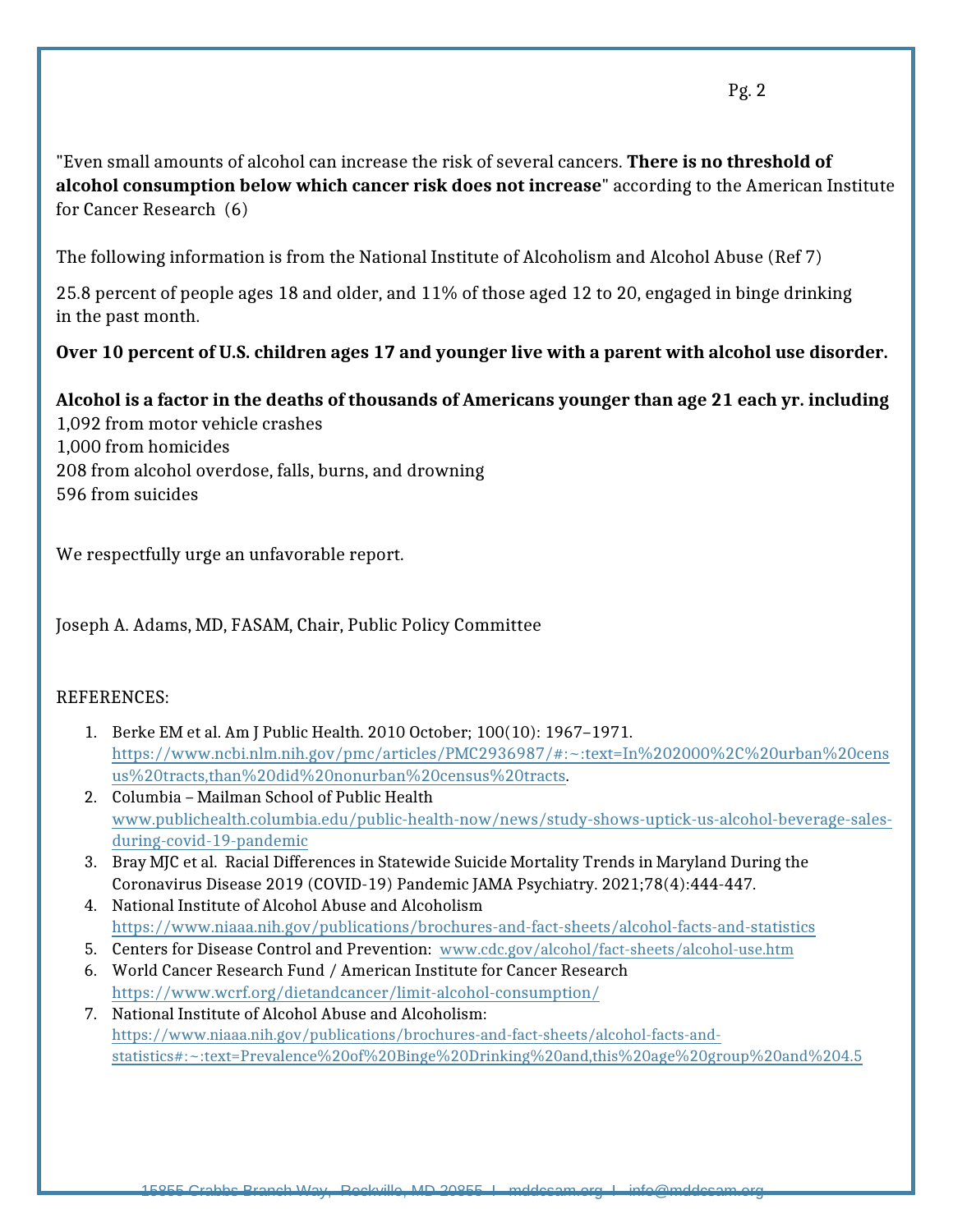"Even small amounts of alcohol can increase the risk of several cancers. **There is no threshold of alcohol consumption below which cancer risk does not increase**" according to the American Institute for Cancer Research (6)

The following information is from the National Institute of Alcoholism and Alcohol Abuse (Ref 7)

25.8 percent of people ages 18 and older, and 11% of those aged 12 to 20, engaged in binge drinking in the past month.

**Over 10 percent of U.S. children ages 17 and younger live with a parent with alcohol use disorder.**

**Alcohol is a factor in the deaths of thousands of Americans younger than age 21 each yr. including**
1,092 from motor vehicle crashes
1,000 from homicides
208 from alcohol overdose, falls, burns, and drowning
596 from suicides

We respectfully urge an unfavorable report.

Joseph A. Adams, MD, FASAM, Chair, Public Policy Committee

REFERENCES:

1. Berke EM et al. Am J Public Health. 2010 October; 100(10): 1967–1971. https://www.ncbi.nlm.nih.gov/pmc/articles/PMC2936987/#:~:text=In%202000%2C%20urban%20census%20tracts,than%20did%20nonurban%20census%20tracts.
2. Columbia – Mailman School of Public Health www.publichealth.columbia.edu/public-health-now/news/study-shows-uptick-us-alcohol-beverage-sales-during-covid-19-pandemic
3. Bray MJC et al. Racial Differences in Statewide Suicide Mortality Trends in Maryland During the Coronavirus Disease 2019 (COVID-19) Pandemic JAMA Psychiatry. 2021;78(4):444-447.
4. National Institute of Alcohol Abuse and Alcoholism https://www.niaaa.nih.gov/publications/brochures-and-fact-sheets/alcohol-facts-and-statistics
5. Centers for Disease Control and Prevention: www.cdc.gov/alcohol/fact-sheets/alcohol-use.htm
6. World Cancer Research Fund / American Institute for Cancer Research https://www.wcrf.org/dietandcancer/limit-alcohol-consumption/
7. National Institute of Alcohol Abuse and Alcoholism: https://www.niaaa.nih.gov/publications/brochures-and-fact-sheets/alcohol-facts-and-statistics#:~:text=Prevalence%20of%20Binge%20Drinking%20and,this%20age%20group%20and%204.5